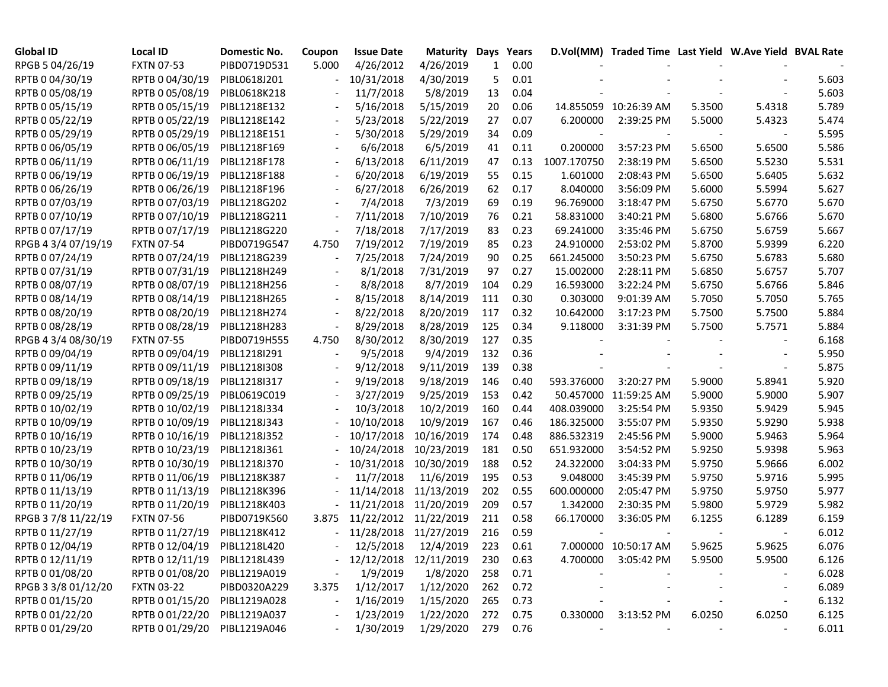| Global ID | Local ID | Domestic No. | Coupon | Issue Date | Maturity | Days | Years | D.Vol(MM) | Traded Time | Last Yield | W.Ave Yield | BVAL Rate |
|---|---|---|---|---|---|---|---|---|---|---|---|---|
| RPGB 5 04/26/19 | FXTN 07-53 | PIBD0719D531 | 5.000 | 4/26/2012 | 4/26/2019 | 1 | 0.00 | - | - | - | - | - |
| RPTB 0 04/30/19 | RPTB 0 04/30/19 | PIBL0618J201 | - | 10/31/2018 | 4/30/2019 | 5 | 0.01 | - | - | - | - | 5.603 |
| RPTB 0 05/08/19 | RPTB 0 05/08/19 | PIBL0618K218 | - | 11/7/2018 | 5/8/2019 | 13 | 0.04 | - | - | - | - | 5.603 |
| RPTB 0 05/15/19 | RPTB 0 05/15/19 | PIBL1218E132 | - | 5/16/2018 | 5/15/2019 | 20 | 0.06 | 14.855059 | 10:26:39 AM | 5.3500 | 5.4318 | 5.789 |
| RPTB 0 05/22/19 | RPTB 0 05/22/19 | PIBL1218E142 | - | 5/23/2018 | 5/22/2019 | 27 | 0.07 | 6.200000 | 2:39:25 PM | 5.5000 | 5.4323 | 5.474 |
| RPTB 0 05/29/19 | RPTB 0 05/29/19 | PIBL1218E151 | - | 5/30/2018 | 5/29/2019 | 34 | 0.09 | - | - | - | - | 5.595 |
| RPTB 0 06/05/19 | RPTB 0 06/05/19 | PIBL1218F169 | - | 6/6/2018 | 6/5/2019 | 41 | 0.11 | 0.200000 | 3:57:23 PM | 5.6500 | 5.6500 | 5.586 |
| RPTB 0 06/11/19 | RPTB 0 06/11/19 | PIBL1218F178 | - | 6/13/2018 | 6/11/2019 | 47 | 0.13 | 1007.170750 | 2:38:19 PM | 5.6500 | 5.5230 | 5.531 |
| RPTB 0 06/19/19 | RPTB 0 06/19/19 | PIBL1218F188 | - | 6/20/2018 | 6/19/2019 | 55 | 0.15 | 1.601000 | 2:08:43 PM | 5.6500 | 5.6405 | 5.632 |
| RPTB 0 06/26/19 | RPTB 0 06/26/19 | PIBL1218F196 | - | 6/27/2018 | 6/26/2019 | 62 | 0.17 | 8.040000 | 3:56:09 PM | 5.6000 | 5.5994 | 5.627 |
| RPTB 0 07/03/19 | RPTB 0 07/03/19 | PIBL1218G202 | - | 7/4/2018 | 7/3/2019 | 69 | 0.19 | 96.769000 | 3:18:47 PM | 5.6750 | 5.6770 | 5.670 |
| RPTB 0 07/10/19 | RPTB 0 07/10/19 | PIBL1218G211 | - | 7/11/2018 | 7/10/2019 | 76 | 0.21 | 58.831000 | 3:40:21 PM | 5.6800 | 5.6766 | 5.670 |
| RPTB 0 07/17/19 | RPTB 0 07/17/19 | PIBL1218G220 | - | 7/18/2018 | 7/17/2019 | 83 | 0.23 | 69.241000 | 3:35:46 PM | 5.6750 | 5.6759 | 5.667 |
| RPGB 4 3/4 07/19/19 | FXTN 07-54 | PIBD0719G547 | 4.750 | 7/19/2012 | 7/19/2019 | 85 | 0.23 | 24.910000 | 2:53:02 PM | 5.8700 | 5.9399 | 6.220 |
| RPTB 0 07/24/19 | RPTB 0 07/24/19 | PIBL1218G239 | - | 7/25/2018 | 7/24/2019 | 90 | 0.25 | 661.245000 | 3:50:23 PM | 5.6750 | 5.6783 | 5.680 |
| RPTB 0 07/31/19 | RPTB 0 07/31/19 | PIBL1218H249 | - | 8/1/2018 | 7/31/2019 | 97 | 0.27 | 15.002000 | 2:28:11 PM | 5.6850 | 5.6757 | 5.707 |
| RPTB 0 08/07/19 | RPTB 0 08/07/19 | PIBL1218H256 | - | 8/8/2018 | 8/7/2019 | 104 | 0.29 | 16.593000 | 3:22:24 PM | 5.6750 | 5.6766 | 5.846 |
| RPTB 0 08/14/19 | RPTB 0 08/14/19 | PIBL1218H265 | - | 8/15/2018 | 8/14/2019 | 111 | 0.30 | 0.303000 | 9:01:39 AM | 5.7050 | 5.7050 | 5.765 |
| RPTB 0 08/20/19 | RPTB 0 08/20/19 | PIBL1218H274 | - | 8/22/2018 | 8/20/2019 | 117 | 0.32 | 10.642000 | 3:17:23 PM | 5.7500 | 5.7500 | 5.884 |
| RPTB 0 08/28/19 | RPTB 0 08/28/19 | PIBL1218H283 | - | 8/29/2018 | 8/28/2019 | 125 | 0.34 | 9.118000 | 3:31:39 PM | 5.7500 | 5.7571 | 5.884 |
| RPGB 4 3/4 08/30/19 | FXTN 07-55 | PIBD0719H555 | 4.750 | 8/30/2012 | 8/30/2019 | 127 | 0.35 | - | - | - | - | 6.168 |
| RPTB 0 09/04/19 | RPTB 0 09/04/19 | PIBL1218I291 | - | 9/5/2018 | 9/4/2019 | 132 | 0.36 | - | - | - | - | 5.950 |
| RPTB 0 09/11/19 | RPTB 0 09/11/19 | PIBL1218I308 | - | 9/12/2018 | 9/11/2019 | 139 | 0.38 | - | - | - | - | 5.875 |
| RPTB 0 09/18/19 | RPTB 0 09/18/19 | PIBL1218I317 | - | 9/19/2018 | 9/18/2019 | 146 | 0.40 | 593.376000 | 3:20:27 PM | 5.9000 | 5.8941 | 5.920 |
| RPTB 0 09/25/19 | RPTB 0 09/25/19 | PIBL0619C019 | - | 3/27/2019 | 9/25/2019 | 153 | 0.42 | 50.457000 | 11:59:25 AM | 5.9000 | 5.9000 | 5.907 |
| RPTB 0 10/02/19 | RPTB 0 10/02/19 | PIBL1218J334 | - | 10/3/2018 | 10/2/2019 | 160 | 0.44 | 408.039000 | 3:25:54 PM | 5.9350 | 5.9429 | 5.945 |
| RPTB 0 10/09/19 | RPTB 0 10/09/19 | PIBL1218J343 | - | 10/10/2018 | 10/9/2019 | 167 | 0.46 | 186.325000 | 3:55:07 PM | 5.9350 | 5.9290 | 5.938 |
| RPTB 0 10/16/19 | RPTB 0 10/16/19 | PIBL1218J352 | - | 10/17/2018 | 10/16/2019 | 174 | 0.48 | 886.532319 | 2:45:56 PM | 5.9000 | 5.9463 | 5.964 |
| RPTB 0 10/23/19 | RPTB 0 10/23/19 | PIBL1218J361 | - | 10/24/2018 | 10/23/2019 | 181 | 0.50 | 651.932000 | 3:54:52 PM | 5.9250 | 5.9398 | 5.963 |
| RPTB 0 10/30/19 | RPTB 0 10/30/19 | PIBL1218J370 | - | 10/31/2018 | 10/30/2019 | 188 | 0.52 | 24.322000 | 3:04:33 PM | 5.9750 | 5.9666 | 6.002 |
| RPTB 0 11/06/19 | RPTB 0 11/06/19 | PIBL1218K387 | - | 11/7/2018 | 11/6/2019 | 195 | 0.53 | 9.048000 | 3:45:39 PM | 5.9750 | 5.9716 | 5.995 |
| RPTB 0 11/13/19 | RPTB 0 11/13/19 | PIBL1218K396 | - | 11/14/2018 | 11/13/2019 | 202 | 0.55 | 600.000000 | 2:05:47 PM | 5.9750 | 5.9750 | 5.977 |
| RPTB 0 11/20/19 | RPTB 0 11/20/19 | PIBL1218K403 | - | 11/21/2018 | 11/20/2019 | 209 | 0.57 | 1.342000 | 2:30:35 PM | 5.9800 | 5.9729 | 5.982 |
| RPGB 3 7/8 11/22/19 | FXTN 07-56 | PIBD0719K560 | 3.875 | 11/22/2012 | 11/22/2019 | 211 | 0.58 | 66.170000 | 3:36:05 PM | 6.1255 | 6.1289 | 6.159 |
| RPTB 0 11/27/19 | RPTB 0 11/27/19 | PIBL1218K412 | - | 11/28/2018 | 11/27/2019 | 216 | 0.59 | - | - | - | - | 6.012 |
| RPTB 0 12/04/19 | RPTB 0 12/04/19 | PIBL1218L420 | - | 12/5/2018 | 12/4/2019 | 223 | 0.61 | 7.000000 | 10:50:17 AM | 5.9625 | 5.9625 | 6.076 |
| RPTB 0 12/11/19 | RPTB 0 12/11/19 | PIBL1218L439 | - | 12/12/2018 | 12/11/2019 | 230 | 0.63 | 4.700000 | 3:05:42 PM | 5.9500 | 5.9500 | 6.126 |
| RPTB 0 01/08/20 | RPTB 0 01/08/20 | PIBL1219A019 | - | 1/9/2019 | 1/8/2020 | 258 | 0.71 | - | - | - | - | 6.028 |
| RPGB 3 3/8 01/12/20 | FXTN 03-22 | PIBD0320A229 | 3.375 | 1/12/2017 | 1/12/2020 | 262 | 0.72 | - | - | - | - | 6.089 |
| RPTB 0 01/15/20 | RPTB 0 01/15/20 | PIBL1219A028 | - | 1/16/2019 | 1/15/2020 | 265 | 0.73 | - | - | - | - | 6.132 |
| RPTB 0 01/22/20 | RPTB 0 01/22/20 | PIBL1219A037 | - | 1/23/2019 | 1/22/2020 | 272 | 0.75 | 0.330000 | 3:13:52 PM | 6.0250 | 6.0250 | 6.125 |
| RPTB 0 01/29/20 | RPTB 0 01/29/20 | PIBL1219A046 | - | 1/30/2019 | 1/29/2020 | 279 | 0.76 | - | - | - | - | 6.011 |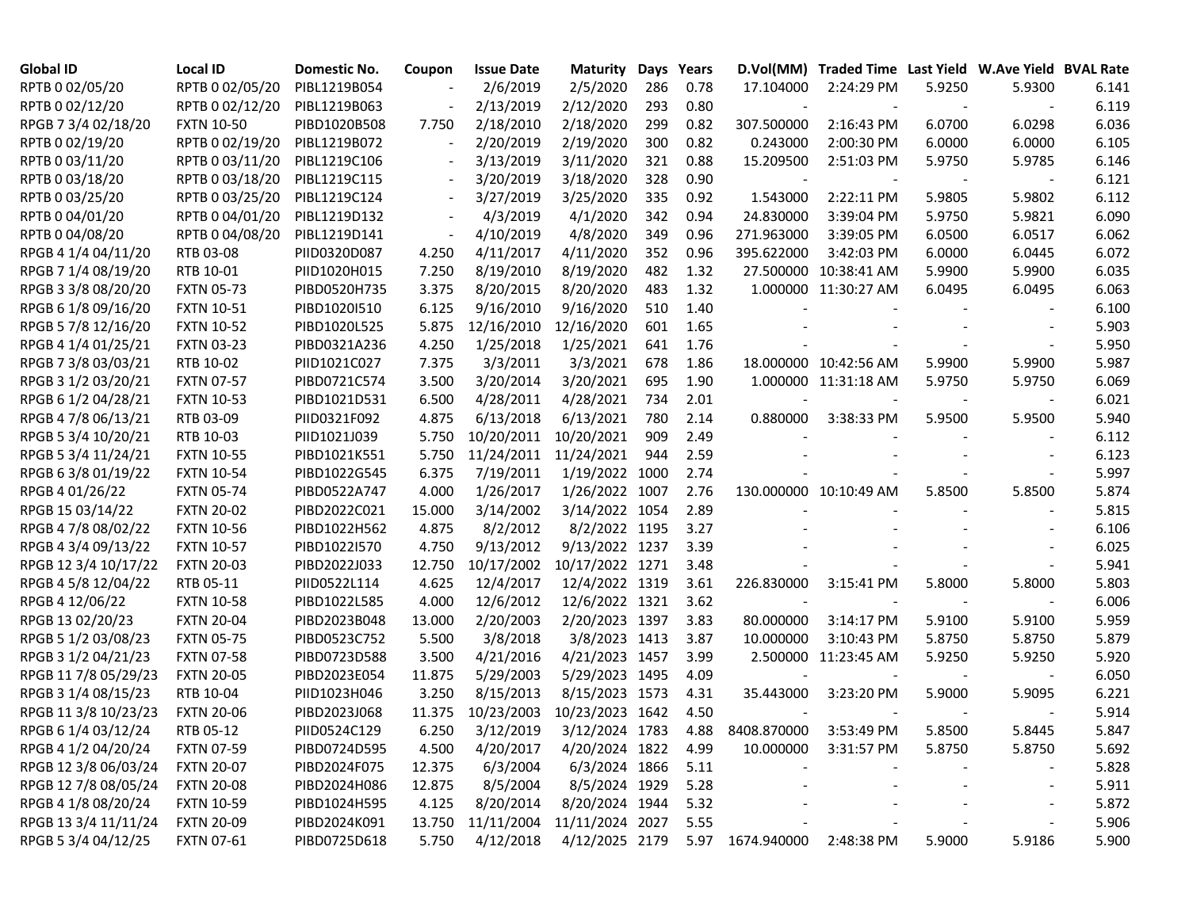| Global ID | Local ID | Domestic No. | Coupon | Issue Date | Maturity | Days | Years | D.Vol(MM) | Traded Time | Last Yield | W.Ave Yield | BVAL Rate |
|---|---|---|---|---|---|---|---|---|---|---|---|---|
| RPTB 0 02/05/20 | RPTB 0 02/05/20 | PIBL1219B054 | - | 2/6/2019 | 2/5/2020 | 286 | 0.78 | 17.104000 | 2:24:29 PM | 5.9250 | 5.9300 | 6.141 |
| RPTB 0 02/12/20 | RPTB 0 02/12/20 | PIBL1219B063 | - | 2/13/2019 | 2/12/2020 | 293 | 0.80 | - | - | - | - | 6.119 |
| RPGB 7 3/4 02/18/20 | FXTN 10-50 | PIBD1020B508 | 7.750 | 2/18/2010 | 2/18/2020 | 299 | 0.82 | 307.500000 | 2:16:43 PM | 6.0700 | 6.0298 | 6.036 |
| RPTB 0 02/19/20 | RPTB 0 02/19/20 | PIBL1219B072 | - | 2/20/2019 | 2/19/2020 | 300 | 0.82 | 0.243000 | 2:00:30 PM | 6.0000 | 6.0000 | 6.105 |
| RPTB 0 03/11/20 | RPTB 0 03/11/20 | PIBL1219C106 | - | 3/13/2019 | 3/11/2020 | 321 | 0.88 | 15.209500 | 2:51:03 PM | 5.9750 | 5.9785 | 6.146 |
| RPTB 0 03/18/20 | RPTB 0 03/18/20 | PIBL1219C115 | - | 3/20/2019 | 3/18/2020 | 328 | 0.90 | - | - | - | - | 6.121 |
| RPTB 0 03/25/20 | RPTB 0 03/25/20 | PIBL1219C124 | - | 3/27/2019 | 3/25/2020 | 335 | 0.92 | 1.543000 | 2:22:11 PM | 5.9805 | 5.9802 | 6.112 |
| RPTB 0 04/01/20 | RPTB 0 04/01/20 | PIBL1219D132 | - | 4/3/2019 | 4/1/2020 | 342 | 0.94 | 24.830000 | 3:39:04 PM | 5.9750 | 5.9821 | 6.090 |
| RPTB 0 04/08/20 | RPTB 0 04/08/20 | PIBL1219D141 | - | 4/10/2019 | 4/8/2020 | 349 | 0.96 | 271.963000 | 3:39:05 PM | 6.0500 | 6.0517 | 6.062 |
| RPGB 4 1/4 04/11/20 | RTB 03-08 | PIID0320D087 | 4.250 | 4/11/2017 | 4/11/2020 | 352 | 0.96 | 395.622000 | 3:42:03 PM | 6.0000 | 6.0445 | 6.072 |
| RPGB 7 1/4 08/19/20 | RTB 10-01 | PIID1020H015 | 7.250 | 8/19/2010 | 8/19/2020 | 482 | 1.32 | 27.500000 | 10:38:41 AM | 5.9900 | 5.9900 | 6.035 |
| RPGB 3 3/8 08/20/20 | FXTN 05-73 | PIBD0520H735 | 3.375 | 8/20/2015 | 8/20/2020 | 483 | 1.32 | 1.000000 | 11:30:27 AM | 6.0495 | 6.0495 | 6.063 |
| RPGB 6 1/8 09/16/20 | FXTN 10-51 | PIBD1020I510 | 6.125 | 9/16/2010 | 9/16/2020 | 510 | 1.40 | - | - | - | - | 6.100 |
| RPGB 5 7/8 12/16/20 | FXTN 10-52 | PIBD1020L525 | 5.875 | 12/16/2010 | 12/16/2020 | 601 | 1.65 | - | - | - | - | 5.903 |
| RPGB 4 1/4 01/25/21 | FXTN 03-23 | PIBD0321A236 | 4.250 | 1/25/2018 | 1/25/2021 | 641 | 1.76 | - | - | - | - | 5.950 |
| RPGB 7 3/8 03/03/21 | RTB 10-02 | PIID1021C027 | 7.375 | 3/3/2011 | 3/3/2021 | 678 | 1.86 | 18.000000 | 10:42:56 AM | 5.9900 | 5.9900 | 5.987 |
| RPGB 3 1/2 03/20/21 | FXTN 07-57 | PIBD0721C574 | 3.500 | 3/20/2014 | 3/20/2021 | 695 | 1.90 | 1.000000 | 11:31:18 AM | 5.9750 | 5.9750 | 6.069 |
| RPGB 6 1/2 04/28/21 | FXTN 10-53 | PIBD1021D531 | 6.500 | 4/28/2011 | 4/28/2021 | 734 | 2.01 | - | - | - | - | 6.021 |
| RPGB 4 7/8 06/13/21 | RTB 03-09 | PIID0321F092 | 4.875 | 6/13/2018 | 6/13/2021 | 780 | 2.14 | 0.880000 | 3:38:33 PM | 5.9500 | 5.9500 | 5.940 |
| RPGB 5 3/4 10/20/21 | RTB 10-03 | PIID1021J039 | 5.750 | 10/20/2011 | 10/20/2021 | 909 | 2.49 | - | - | - | - | 6.112 |
| RPGB 5 3/4 11/24/21 | FXTN 10-55 | PIBD1021K551 | 5.750 | 11/24/2011 | 11/24/2021 | 944 | 2.59 | - | - | - | - | 6.123 |
| RPGB 6 3/8 01/19/22 | FXTN 10-54 | PIBD1022G545 | 6.375 | 7/19/2011 | 1/19/2022 | 1000 | 2.74 | - | - | - | - | 5.997 |
| RPGB 4 01/26/22 | FXTN 05-74 | PIBD0522A747 | 4.000 | 1/26/2017 | 1/26/2022 | 1007 | 2.76 | 130.000000 | 10:10:49 AM | 5.8500 | 5.8500 | 5.874 |
| RPGB 15 03/14/22 | FXTN 20-02 | PIBD2022C021 | 15.000 | 3/14/2002 | 3/14/2022 | 1054 | 2.89 | - | - | - | - | 5.815 |
| RPGB 4 7/8 08/02/22 | FXTN 10-56 | PIBD1022H562 | 4.875 | 8/2/2012 | 8/2/2022 | 1195 | 3.27 | - | - | - | - | 6.106 |
| RPGB 4 3/4 09/13/22 | FXTN 10-57 | PIBD1022I570 | 4.750 | 9/13/2012 | 9/13/2022 | 1237 | 3.39 | - | - | - | - | 6.025 |
| RPGB 12 3/4 10/17/22 | FXTN 20-03 | PIBD2022J033 | 12.750 | 10/17/2002 | 10/17/2022 | 1271 | 3.48 | - | - | - | - | 5.941 |
| RPGB 4 5/8 12/04/22 | RTB 05-11 | PIID0522L114 | 4.625 | 12/4/2017 | 12/4/2022 | 1319 | 3.61 | 226.830000 | 3:15:41 PM | 5.8000 | 5.8000 | 5.803 |
| RPGB 4 12/06/22 | FXTN 10-58 | PIBD1022L585 | 4.000 | 12/6/2012 | 12/6/2022 | 1321 | 3.62 | - | - | - | - | 6.006 |
| RPGB 13 02/20/23 | FXTN 20-04 | PIBD2023B048 | 13.000 | 2/20/2003 | 2/20/2023 | 1397 | 3.83 | 80.000000 | 3:14:17 PM | 5.9100 | 5.9100 | 5.959 |
| RPGB 5 1/2 03/08/23 | FXTN 05-75 | PIBD0523C752 | 5.500 | 3/8/2018 | 3/8/2023 | 1413 | 3.87 | 10.000000 | 3:10:43 PM | 5.8750 | 5.8750 | 5.879 |
| RPGB 3 1/2 04/21/23 | FXTN 07-58 | PIBD0723D588 | 3.500 | 4/21/2016 | 4/21/2023 | 1457 | 3.99 | 2.500000 | 11:23:45 AM | 5.9250 | 5.9250 | 5.920 |
| RPGB 11 7/8 05/29/23 | FXTN 20-05 | PIBD2023E054 | 11.875 | 5/29/2003 | 5/29/2023 | 1495 | 4.09 | - | - | - | - | 6.050 |
| RPGB 3 1/4 08/15/23 | RTB 10-04 | PIID1023H046 | 3.250 | 8/15/2013 | 8/15/2023 | 1573 | 4.31 | 35.443000 | 3:23:20 PM | 5.9000 | 5.9095 | 6.221 |
| RPGB 11 3/8 10/23/23 | FXTN 20-06 | PIBD2023J068 | 11.375 | 10/23/2003 | 10/23/2023 | 1642 | 4.50 | - | - | - | - | 5.914 |
| RPGB 6 1/4 03/12/24 | RTB 05-12 | PIID0524C129 | 6.250 | 3/12/2019 | 3/12/2024 | 1783 | 4.88 | 8408.870000 | 3:53:49 PM | 5.8500 | 5.8445 | 5.847 |
| RPGB 4 1/2 04/20/24 | FXTN 07-59 | PIBD0724D595 | 4.500 | 4/20/2017 | 4/20/2024 | 1822 | 4.99 | 10.000000 | 3:31:57 PM | 5.8750 | 5.8750 | 5.692 |
| RPGB 12 3/8 06/03/24 | FXTN 20-07 | PIBD2024F075 | 12.375 | 6/3/2004 | 6/3/2024 | 1866 | 5.11 | - | - | - | - | 5.828 |
| RPGB 12 7/8 08/05/24 | FXTN 20-08 | PIBD2024H086 | 12.875 | 8/5/2004 | 8/5/2024 | 1929 | 5.28 | - | - | - | - | 5.911 |
| RPGB 4 1/8 08/20/24 | FXTN 10-59 | PIBD1024H595 | 4.125 | 8/20/2014 | 8/20/2024 | 1944 | 5.32 | - | - | - | - | 5.872 |
| RPGB 13 3/4 11/11/24 | FXTN 20-09 | PIBD2024K091 | 13.750 | 11/11/2004 | 11/11/2024 | 2027 | 5.55 | - | - | - | - | 5.906 |
| RPGB 5 3/4 04/12/25 | FXTN 07-61 | PIBD0725D618 | 5.750 | 4/12/2018 | 4/12/2025 | 2179 | 5.97 | 1674.940000 | 2:48:38 PM | 5.9000 | 5.9186 | 5.900 |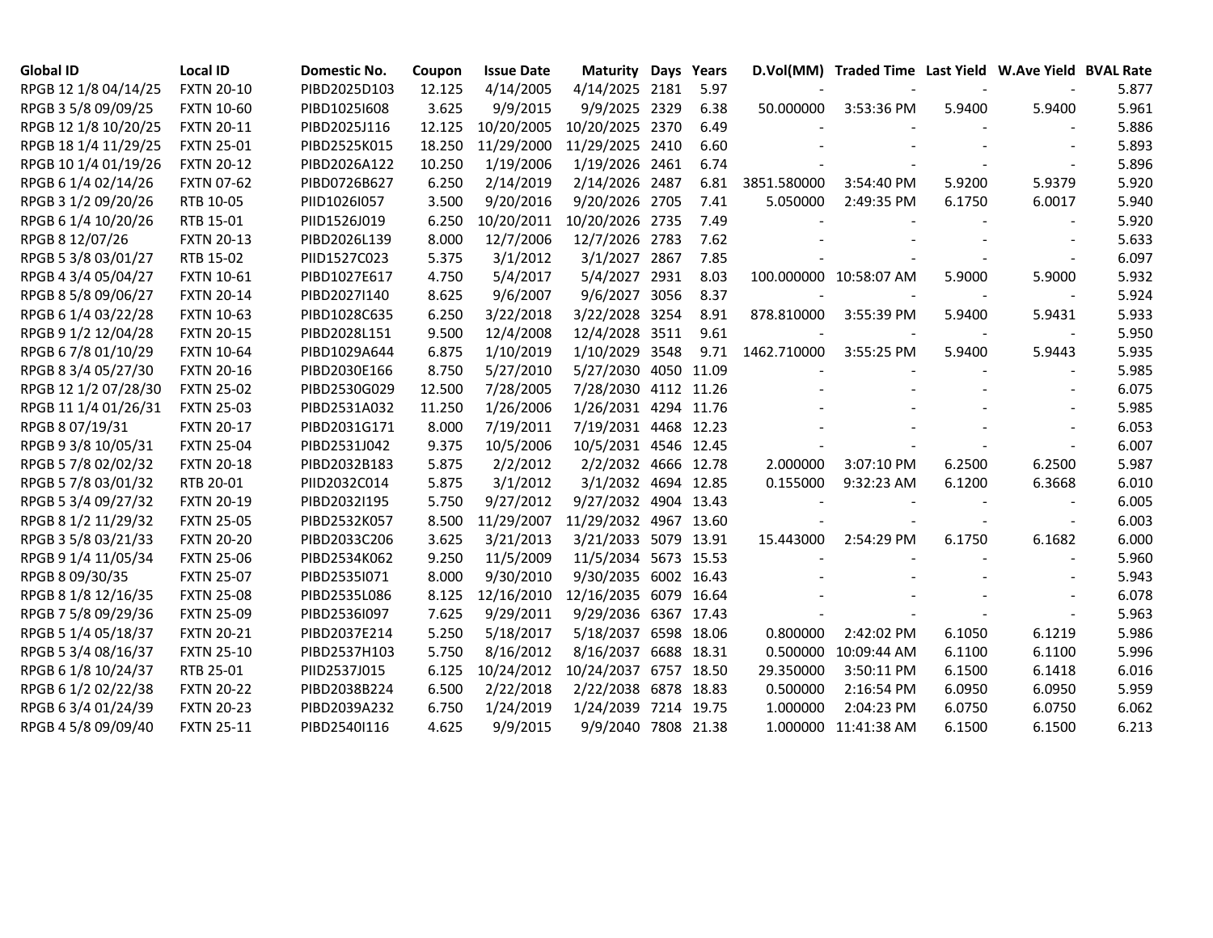| Global ID | Local ID | Domestic No. | Coupon | Issue Date | Maturity | Days | Years | D.Vol(MM) | Traded Time | Last Yield | W.Ave Yield | BVAL Rate |
|---|---|---|---|---|---|---|---|---|---|---|---|---|
| RPGB 12 1/8 04/14/25 | FXTN 20-10 | PIBD2025D103 | 12.125 | 4/14/2005 | 4/14/2025 | 2181 | 5.97 | - | - | - | - | 5.877 |
| RPGB 3 5/8 09/09/25 | FXTN 10-60 | PIBD1025I608 | 3.625 | 9/9/2015 | 9/9/2025 | 2329 | 6.38 | 50.000000 | 3:53:36 PM | 5.9400 | 5.9400 | 5.961 |
| RPGB 12 1/8 10/20/25 | FXTN 20-11 | PIBD2025J116 | 12.125 | 10/20/2005 | 10/20/2025 | 2370 | 6.49 | - | - | - | - | 5.886 |
| RPGB 18 1/4 11/29/25 | FXTN 25-01 | PIBD2525K015 | 18.250 | 11/29/2000 | 11/29/2025 | 2410 | 6.60 | - | - | - | - | 5.893 |
| RPGB 10 1/4 01/19/26 | FXTN 20-12 | PIBD2026A122 | 10.250 | 1/19/2006 | 1/19/2026 | 2461 | 6.74 | - | - | - | - | 5.896 |
| RPGB 6 1/4 02/14/26 | FXTN 07-62 | PIBD0726B627 | 6.250 | 2/14/2019 | 2/14/2026 | 2487 | 6.81 | 3851.580000 | 3:54:40 PM | 5.9200 | 5.9379 | 5.920 |
| RPGB 3 1/2 09/20/26 | RTB 10-05 | PIID1026I057 | 3.500 | 9/20/2016 | 9/20/2026 | 2705 | 7.41 | 5.050000 | 2:49:35 PM | 6.1750 | 6.0017 | 5.940 |
| RPGB 6 1/4 10/20/26 | RTB 15-01 | PIID1526J019 | 6.250 | 10/20/2011 | 10/20/2026 | 2735 | 7.49 | - | - | - | - | 5.920 |
| RPGB 8 12/07/26 | FXTN 20-13 | PIBD2026L139 | 8.000 | 12/7/2006 | 12/7/2026 | 2783 | 7.62 | - | - | - | - | 5.633 |
| RPGB 5 3/8 03/01/27 | RTB 15-02 | PIID1527C023 | 5.375 | 3/1/2012 | 3/1/2027 | 2867 | 7.85 | - | - | - | - | 6.097 |
| RPGB 4 3/4 05/04/27 | FXTN 10-61 | PIBD1027E617 | 4.750 | 5/4/2017 | 5/4/2027 | 2931 | 8.03 | 100.000000 | 10:58:07 AM | 5.9000 | 5.9000 | 5.932 |
| RPGB 8 5/8 09/06/27 | FXTN 20-14 | PIBD2027I140 | 8.625 | 9/6/2007 | 9/6/2027 | 3056 | 8.37 | - | - | - | - | 5.924 |
| RPGB 6 1/4 03/22/28 | FXTN 10-63 | PIBD1028C635 | 6.250 | 3/22/2018 | 3/22/2028 | 3254 | 8.91 | 878.810000 | 3:55:39 PM | 5.9400 | 5.9431 | 5.933 |
| RPGB 9 1/2 12/04/28 | FXTN 20-15 | PIBD2028L151 | 9.500 | 12/4/2008 | 12/4/2028 | 3511 | 9.61 | - | - | - | - | 5.950 |
| RPGB 6 7/8 01/10/29 | FXTN 10-64 | PIBD1029A644 | 6.875 | 1/10/2019 | 1/10/2029 | 3548 | 9.71 | 1462.710000 | 3:55:25 PM | 5.9400 | 5.9443 | 5.935 |
| RPGB 8 3/4 05/27/30 | FXTN 20-16 | PIBD2030E166 | 8.750 | 5/27/2010 | 5/27/2030 | 4050 | 11.09 | - | - | - | - | 5.985 |
| RPGB 12 1/2 07/28/30 | FXTN 25-02 | PIBD2530G029 | 12.500 | 7/28/2005 | 7/28/2030 | 4112 | 11.26 | - | - | - | - | 6.075 |
| RPGB 11 1/4 01/26/31 | FXTN 25-03 | PIBD2531A032 | 11.250 | 1/26/2006 | 1/26/2031 | 4294 | 11.76 | - | - | - | - | 5.985 |
| RPGB 8 07/19/31 | FXTN 20-17 | PIBD2031G171 | 8.000 | 7/19/2011 | 7/19/2031 | 4468 | 12.23 | - | - | - | - | 6.053 |
| RPGB 9 3/8 10/05/31 | FXTN 25-04 | PIBD2531J042 | 9.375 | 10/5/2006 | 10/5/2031 | 4546 | 12.45 | - | - | - | - | 6.007 |
| RPGB 5 7/8 02/02/32 | FXTN 20-18 | PIBD2032B183 | 5.875 | 2/2/2012 | 2/2/2032 | 4666 | 12.78 | 2.000000 | 3:07:10 PM | 6.2500 | 6.2500 | 5.987 |
| RPGB 5 7/8 03/01/32 | RTB 20-01 | PIID2032C014 | 5.875 | 3/1/2012 | 3/1/2032 | 4694 | 12.85 | 0.155000 | 9:32:23 AM | 6.1200 | 6.3668 | 6.010 |
| RPGB 5 3/4 09/27/32 | FXTN 20-19 | PIBD2032I195 | 5.750 | 9/27/2012 | 9/27/2032 | 4904 | 13.43 | - | - | - | - | 6.005 |
| RPGB 8 1/2 11/29/32 | FXTN 25-05 | PIBD2532K057 | 8.500 | 11/29/2007 | 11/29/2032 | 4967 | 13.60 | - | - | - | - | 6.003 |
| RPGB 3 5/8 03/21/33 | FXTN 20-20 | PIBD2033C206 | 3.625 | 3/21/2013 | 3/21/2033 | 5079 | 13.91 | 15.443000 | 2:54:29 PM | 6.1750 | 6.1682 | 6.000 |
| RPGB 9 1/4 11/05/34 | FXTN 25-06 | PIBD2534K062 | 9.250 | 11/5/2009 | 11/5/2034 | 5673 | 15.53 | - | - | - | - | 5.960 |
| RPGB 8 09/30/35 | FXTN 25-07 | PIBD2535I071 | 8.000 | 9/30/2010 | 9/30/2035 | 6002 | 16.43 | - | - | - | - | 5.943 |
| RPGB 8 1/8 12/16/35 | FXTN 25-08 | PIBD2535L086 | 8.125 | 12/16/2010 | 12/16/2035 | 6079 | 16.64 | - | - | - | - | 6.078 |
| RPGB 7 5/8 09/29/36 | FXTN 25-09 | PIBD2536I097 | 7.625 | 9/29/2011 | 9/29/2036 | 6367 | 17.43 | - | - | - | - | 5.963 |
| RPGB 5 1/4 05/18/37 | FXTN 20-21 | PIBD2037E214 | 5.250 | 5/18/2017 | 5/18/2037 | 6598 | 18.06 | 0.800000 | 2:42:02 PM | 6.1050 | 6.1219 | 5.986 |
| RPGB 5 3/4 08/16/37 | FXTN 25-10 | PIBD2537H103 | 5.750 | 8/16/2012 | 8/16/2037 | 6688 | 18.31 | 0.500000 | 10:09:44 AM | 6.1100 | 6.1100 | 5.996 |
| RPGB 6 1/8 10/24/37 | RTB 25-01 | PIID2537J015 | 6.125 | 10/24/2012 | 10/24/2037 | 6757 | 18.50 | 29.350000 | 3:50:11 PM | 6.1500 | 6.1418 | 6.016 |
| RPGB 6 1/2 02/22/38 | FXTN 20-22 | PIBD2038B224 | 6.500 | 2/22/2018 | 2/22/2038 | 6878 | 18.83 | 0.500000 | 2:16:54 PM | 6.0950 | 6.0950 | 5.959 |
| RPGB 6 3/4 01/24/39 | FXTN 20-23 | PIBD2039A232 | 6.750 | 1/24/2019 | 1/24/2039 | 7214 | 19.75 | 1.000000 | 2:04:23 PM | 6.0750 | 6.0750 | 6.062 |
| RPGB 4 5/8 09/09/40 | FXTN 25-11 | PIBD2540I116 | 4.625 | 9/9/2015 | 9/9/2040 | 7808 | 21.38 | 1.000000 | 11:41:38 AM | 6.1500 | 6.1500 | 6.213 |